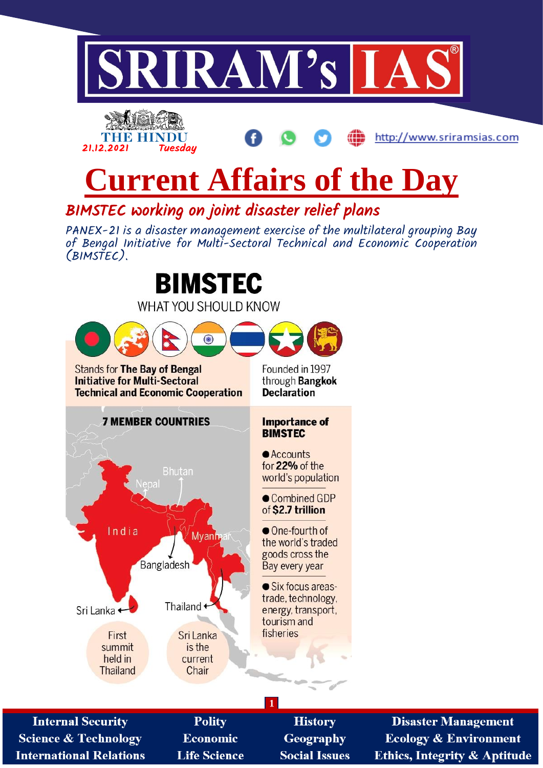# SRIRAM's IAS

THE HINDU 21.12.2021 Tuesday

http://www.sriramsias.com

# Current Affairs of the Day

## BIMSTEC working on joint disaster relief plans

*PANEX-21 is a disaster management exercise of the multilateral grouping Bay of Bengal Initiative for Multi-Sectoral Technical and Economic Cooperation (BIMSTEC).*

### BIMSTEC

WHAT YOU SHOULD KNOW

Stands for **The Bay of Bengal Initiative for Multi-Sectoral Technical and Economic Cooperation**

Founded in 1997 through **Bangkok Declaration**

**7 MEMBER COUNTRIES**

Bhutan, Nepal, India, Myanmar, Bangladesh, Sri Lanka, Thailand

First summit held in Thailand

Sri Lanka is the current Chair

**Importance of BIMSTEC**

- Accounts for **22%** of the world's population
- Combined GDP of **$2.7 trillion**
- One-fourth of the world's traded goods cross the Bay every year
- Six focus areas- trade, technology, energy, transport, tourism and fisheries

| | | | |
|---|---|---|---|
| Internal Security | Polity | History | Disaster Management |
| Science & Technology | Economic | Geography | Ecology & Environment |
| International Relations | Life Science | Social Issues | Ethics, Integrity & Aptitude |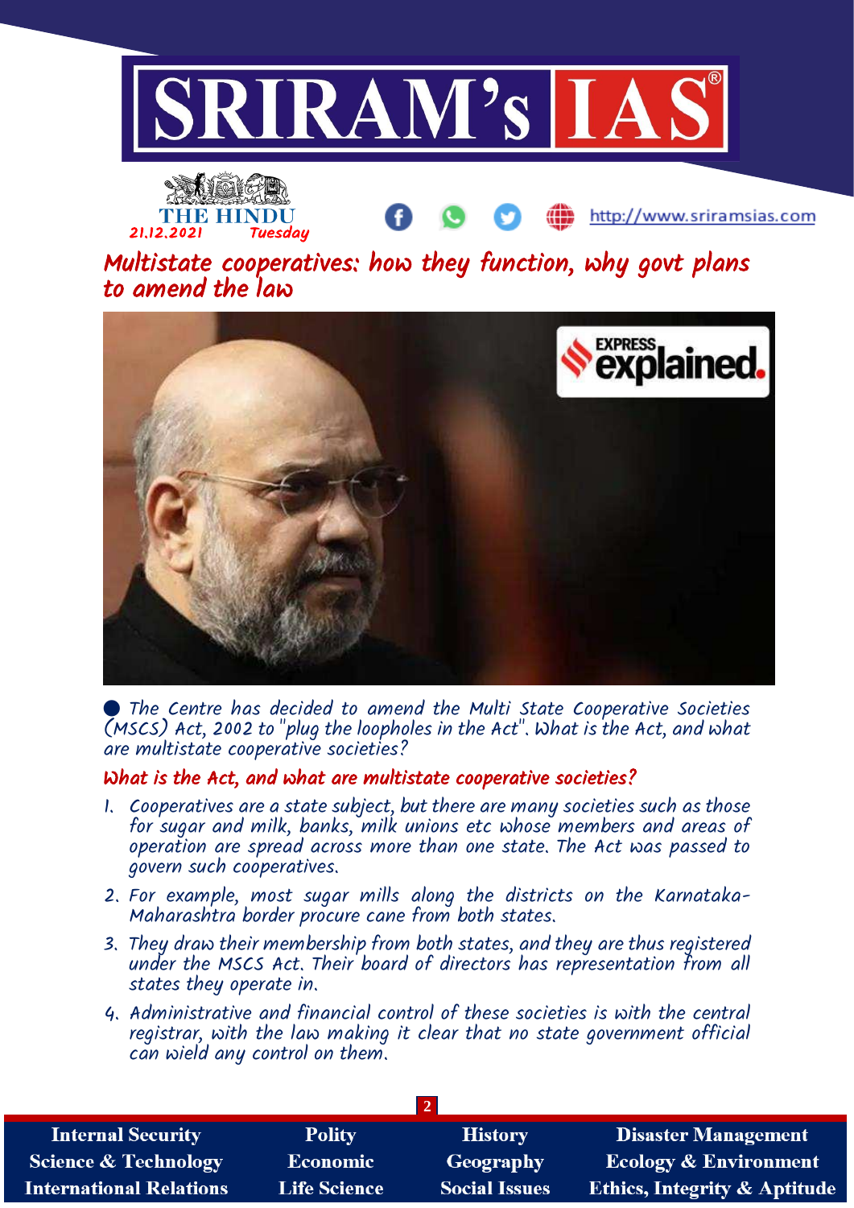# Multistate cooperatives: how they function, why govt plans to amend the law

● The Centre has decided to amend the Multi State Cooperative Societies (MSCS) Act, 2002 to "plug the loopholes in the Act". What is the Act, and what are multistate cooperative societies?

## What is the Act, and what are multistate cooperative societies?

1. Cooperatives are a state subject, but there are many societies such as those for sugar and milk, banks, milk unions etc whose members and areas of operation are spread across more than one state. The Act was passed to govern such cooperatives.
2. For example, most sugar mills along the districts on the Karnataka-Maharashtra border procure cane from both states.
3. They draw their membership from both states, and they are thus registered under the MSCS Act. Their board of directors has representation from all states they operate in.
4. Administrative and financial control of these societies is with the central registrar, with the law making it clear that no state government official can wield any control on them.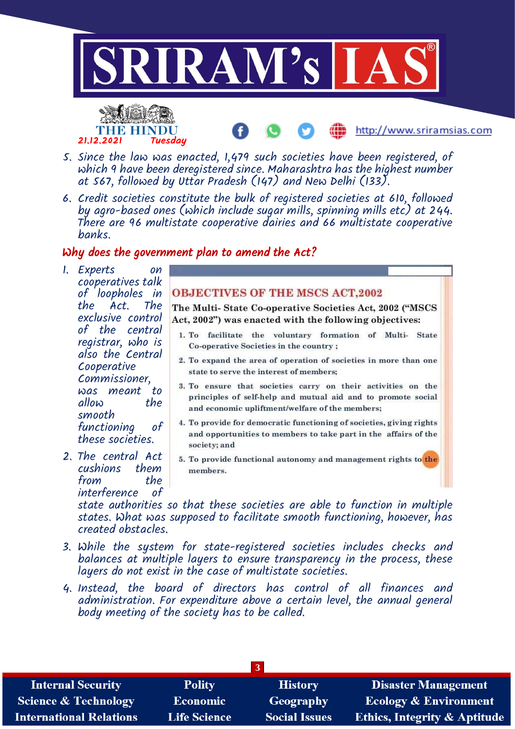5. Since the law was enacted, 1,479 such societies have been registered, of which 9 have been deregistered since. Maharashtra has the highest number at 567, followed by Uttar Pradesh (147) and New Delhi (133).

6. Credit societies constitute the bulk of registered societies at 610, followed by agro-based ones (which include sugar mills, spinning mills etc) at 244. There are 96 multistate cooperative dairies and 66 multistate cooperative banks.

## Why does the government plan to amend the Act?

1. Experts on cooperatives talk of loopholes in the Act. The exclusive control of the central registrar, who is also the Central Cooperative Commissioner, was meant to allow the smooth functioning of these societies.

2. The central Act cushions them from the interference of state authorities so that these societies are able to function in multiple states. What was supposed to facilitate smooth functioning, however, has created obstacles.

> **OBJECTIVES OF THE MSCS ACT,2002**
>
> **The Multi- State Co-operative Societies Act, 2002 ("MSCS Act, 2002") was enacted with the following objectives:**
>
> 1. To facilitate the voluntary formation of Multi- State Co-operative Societies in the country ;
> 2. To expand the area of operation of societies in more than one state to serve the interest of members;
> 3. To ensure that societies carry on their activities on the principles of self-help and mutual aid and to promote social and economic upliftment/welfare of the members;
> 4. To provide for democratic functioning of societies, giving rights and opportunities to members to take part in the affairs of the society; and
> 5. To provide functional autonomy and management rights to the members.

3. While the system for state-registered societies includes checks and balances at multiple layers to ensure transparency in the process, these layers do not exist in the case of multistate societies.

4. Instead, the board of directors has control of all finances and administration. For expenditure above a certain level, the annual general body meeting of the society has to be called.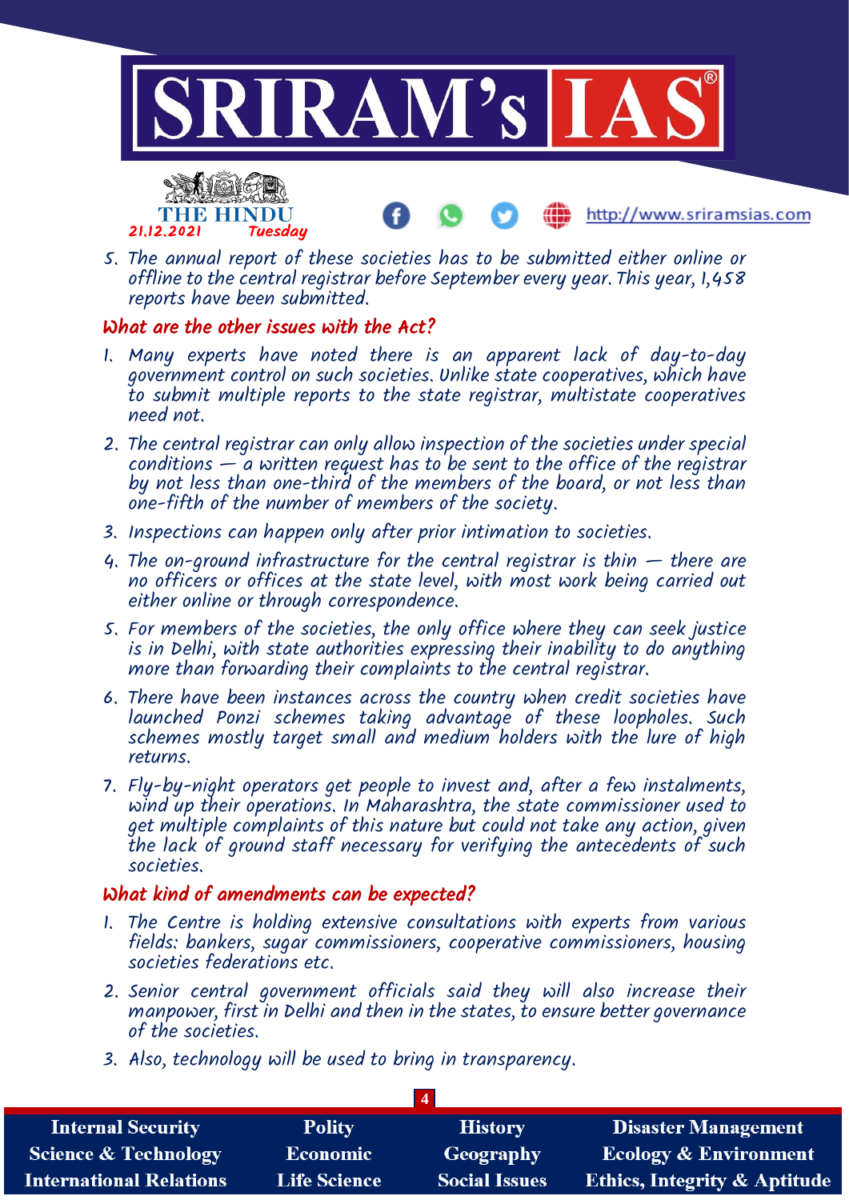5. The annual report of these societies has to be submitted either online or offline to the central registrar before September every year. This year, 1,458 reports have been submitted.

## What are the other issues with the Act?

1. Many experts have noted there is an apparent lack of day-to-day government control on such societies. Unlike state cooperatives, which have to submit multiple reports to the state registrar, multistate cooperatives need not.
2. The central registrar can only allow inspection of the societies under special conditions — a written request has to be sent to the office of the registrar by not less than one-third of the members of the board, or not less than one-fifth of the number of members of the society.
3. Inspections can happen only after prior intimation to societies.
4. The on-ground infrastructure for the central registrar is thin — there are no officers or offices at the state level, with most work being carried out either online or through correspondence.
5. For members of the societies, the only office where they can seek justice is in Delhi, with state authorities expressing their inability to do anything more than forwarding their complaints to the central registrar.
6. There have been instances across the country when credit societies have launched Ponzi schemes taking advantage of these loopholes. Such schemes mostly target small and medium holders with the lure of high returns.
7. Fly-by-night operators get people to invest and, after a few instalments, wind up their operations. In Maharashtra, the state commissioner used to get multiple complaints of this nature but could not take any action, given the lack of ground staff necessary for verifying the antecedents of such societies.

## What kind of amendments can be expected?

1. The Centre is holding extensive consultations with experts from various fields: bankers, sugar commissioners, cooperative commissioners, housing societies federations etc.
2. Senior central government officials said they will also increase their manpower, first in Delhi and then in the states, to ensure better governance of the societies.
3. Also, technology will be used to bring in transparency.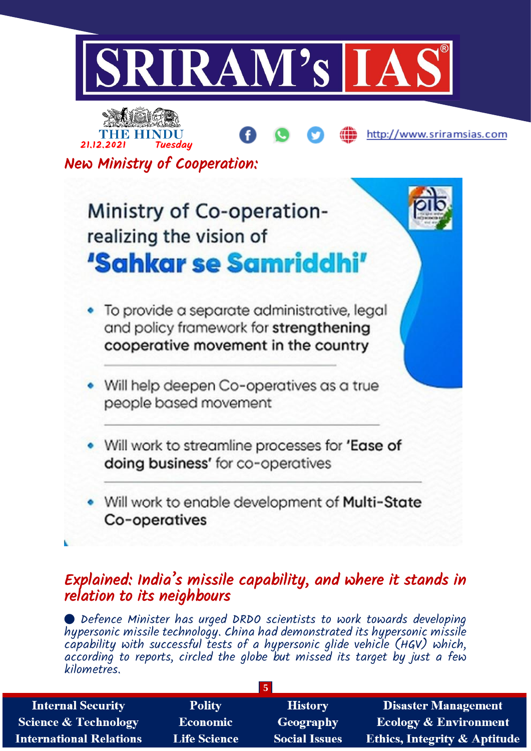## New Ministry of Cooperation:

### Ministry of Co-operation- realizing the vision of 'Sahkar se Samriddhi'

- To provide a separate administrative, legal and policy framework for **strengthening cooperative movement in the country**
- Will help deepen Co-operatives as a true people based movement
- Will work to streamline processes for **'Ease of doing business'** for co-operatives
- Will work to enable development of **Multi-State Co-operatives**

## Explained: India's missile capability, and where it stands in relation to its neighbours

- *Defence Minister has urged DRDO scientists to work towards developing hypersonic missile technology. China had demonstrated its hypersonic missile capability with successful tests of a hypersonic glide vehicle (HGV) which, according to reports, circled the globe but missed its target by just a few kilometres.*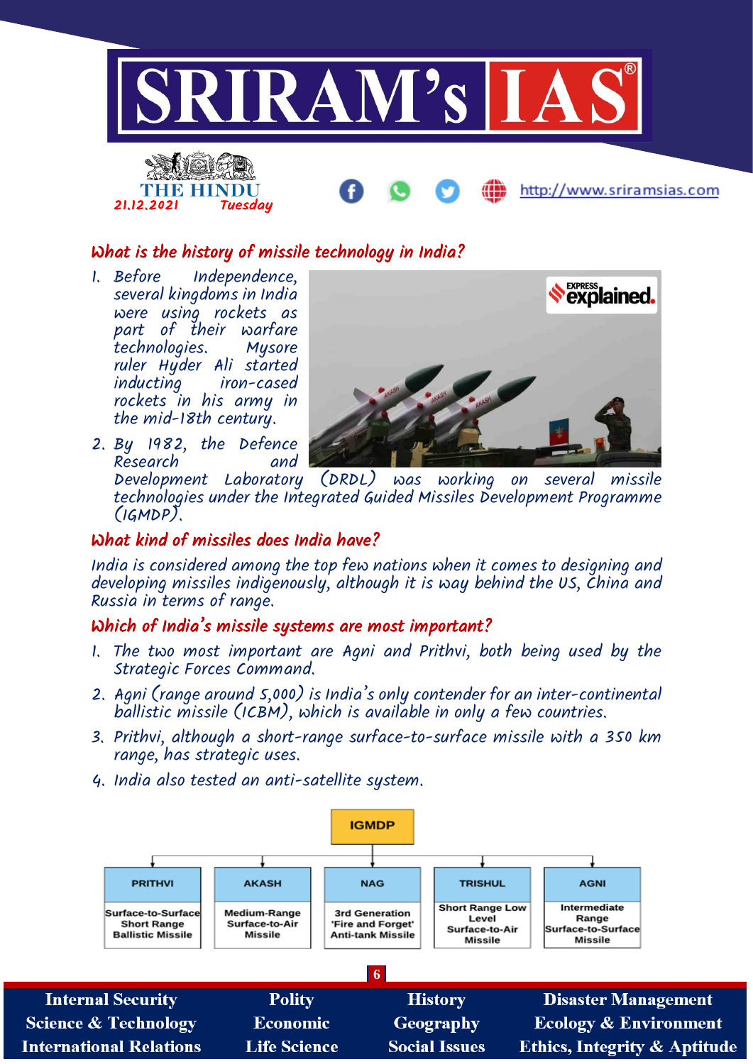## What is the history of missile technology in India?

1. Before Independence, several kingdoms in India were using rockets as part of their warfare technologies. Mysore ruler Hyder Ali started inducting iron-cased rockets in his army in the mid-18th century.
2. By 1982, the Defence Research and Development Laboratory (DRDL) was working on several missile technologies under the Integrated Guided Missiles Development Programme (IGMDP).

## What kind of missiles does India have?

India is considered among the top few nations when it comes to designing and developing missiles indigenously, although it is way behind the US, China and Russia in terms of range.

## Which of India's missile systems are most important?

1. The two most important are Agni and Prithvi, both being used by the Strategic Forces Command.
2. Agni (range around 5,000) is India's only contender for an inter-continental ballistic missile (ICBM), which is available in only a few countries.
3. Prithvi, although a short-range surface-to-surface missile with a 350 km range, has strategic uses.
4. India also tested an anti-satellite system.

**IGMDP**

| PRITHVI | AKASH | NAG | TRISHUL | AGNI |
|---|---|---|---|---|
| Surface-to-Surface Short Range Ballistic Missile | Medium-Range Surface-to-Air Missile | 3rd Generation 'Fire and Forget' Anti-tank Missile | Short Range Low Level Surface-to-Air Missile | Intermediate Range Surface-to-Surface Missile |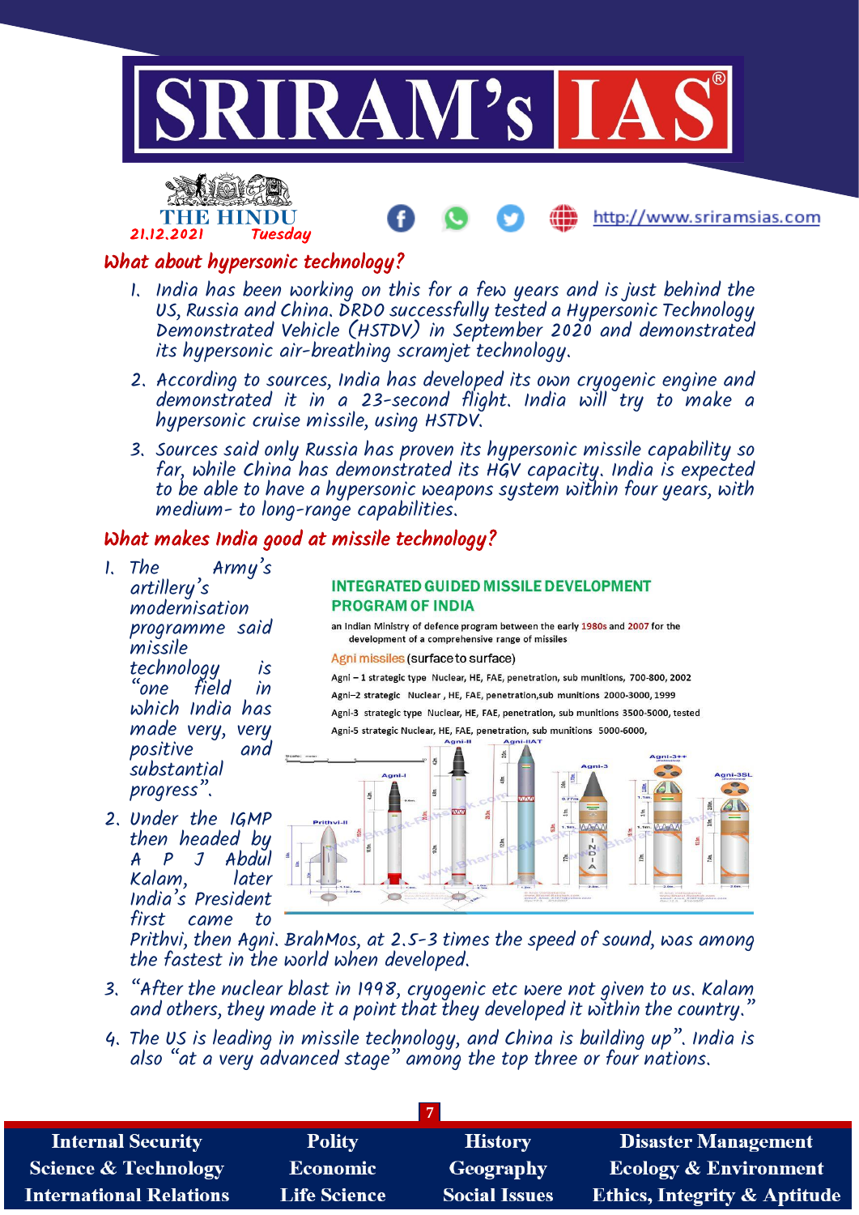## What about hypersonic technology?

1. India has been working on this for a few years and is just behind the US, Russia and China. DRDO successfully tested a Hypersonic Technology Demonstrated Vehicle (HSTDV) in September 2020 and demonstrated its hypersonic air-breathing scramjet technology.
2. According to sources, India has developed its own cryogenic engine and demonstrated it in a 23-second flight. India will try to make a hypersonic cruise missile, using HSTDV.
3. Sources said only Russia has proven its hypersonic missile capability so far, while China has demonstrated its HGV capacity. India is expected to be able to have a hypersonic weapons system within four years, with medium- to long-range capabilities.

## What makes India good at missile technology?

1. The Army's artillery's modernisation programme said missile technology is "one field in which India has made very, very positive and substantial progress".
2. Under the IGMP then headed by A P J Abdul Kalam, later India's President first came to Prithvi, then Agni. BrahMos, at 2.5-3 times the speed of sound, was among the fastest in the world when developed.

**INTEGRATED GUIDED MISSILE DEVELOPMENT PROGRAM OF INDIA**

an Indian Ministry of defence program between the early 1980s and 2007 for the development of a comprehensive range of missiles

Agni missiles (surface to surface)

Agni – 1 strategic type Nuclear, HE, FAE, penetration, sub munitions, 700-800, 2002

Agni–2 strategic Nuclear , HE, FAE, penetration, sub munitions 2000-3000, 1999

Agni-3 strategic type Nuclear, HE, FAE, penetration, sub munitions 3500-5000, tested

Agni-5 strategic Nuclear, HE, FAE, penetration, sub munitions 5000-6000,

3. "After the nuclear blast in 1998, cryogenic etc were not given to us. Kalam and others, they made it a point that they developed it within the country."
4. The US is leading in missile technology, and China is building up". India is also "at a very advanced stage" among the top three or four nations.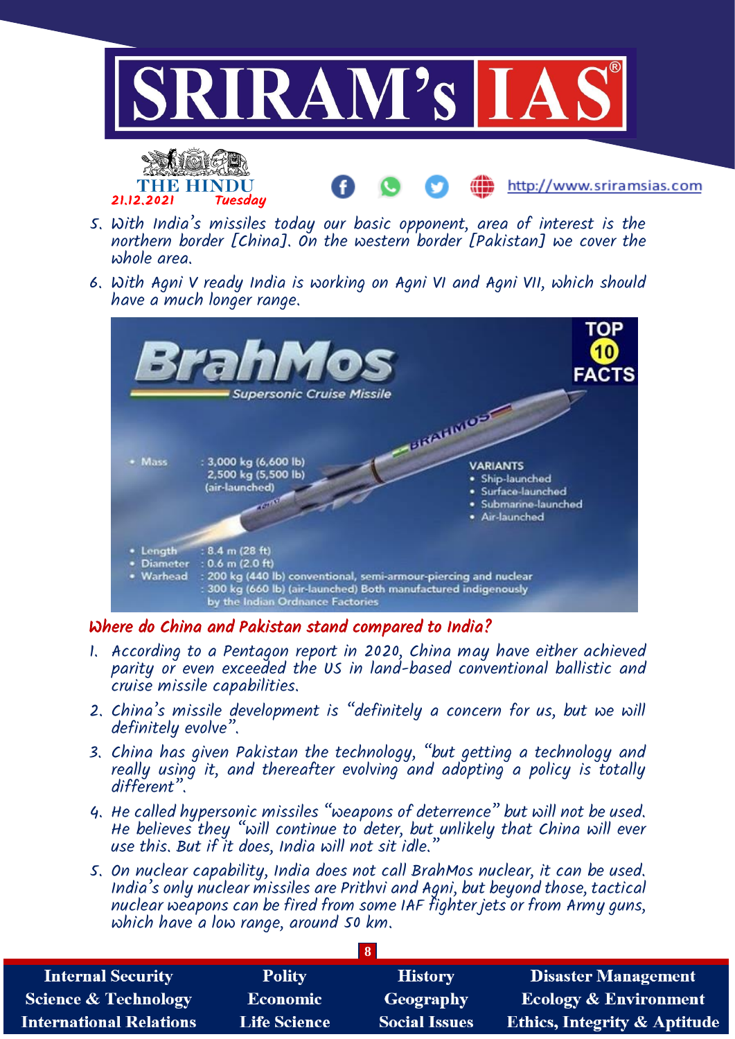5. With India's missiles today our basic opponent, area of interest is the northern border [China]. On the western border [Pakistan] we cover the whole area.
6. With Agni V ready India is working on Agni VI and Agni VII, which should have a much longer range.

BrahMos
Supersonic Cruise Missile

TOP 10 FACTS

- Mass : 3,000 kg (6,600 lb) 2,500 kg (5,500 lb) (air-launched)
- Length : 8.4 m (28 ft)
- Diameter : 0.6 m (2.0 ft)
- Warhead : 200 kg (440 lb) conventional, semi-armour-piercing and nuclear : 300 kg (660 lb) (air-launched) Both manufactured indigenously by the Indian Ordnance Factories

VARIANTS
- Ship-launched
- Surface-launched
- Submarine-launched
- Air-launched

## Where do China and Pakistan stand compared to India?

1. According to a Pentagon report in 2020, China may have either achieved parity or even exceeded the US in land-based conventional ballistic and cruise missile capabilities.
2. China's missile development is "definitely a concern for us, but we will definitely evolve".
3. China has given Pakistan the technology, "but getting a technology and really using it, and thereafter evolving and adopting a policy is totally different".
4. He called hypersonic missiles "weapons of deterrence" but will not be used. He believes they "will continue to deter, but unlikely that China will ever use this. But if it does, India will not sit idle."
5. On nuclear capability, India does not call BrahMos nuclear, it can be used. India's only nuclear missiles are Prithvi and Agni, but beyond those, tactical nuclear weapons can be fired from some IAF fighter jets or from Army guns, which have a low range, around 50 km.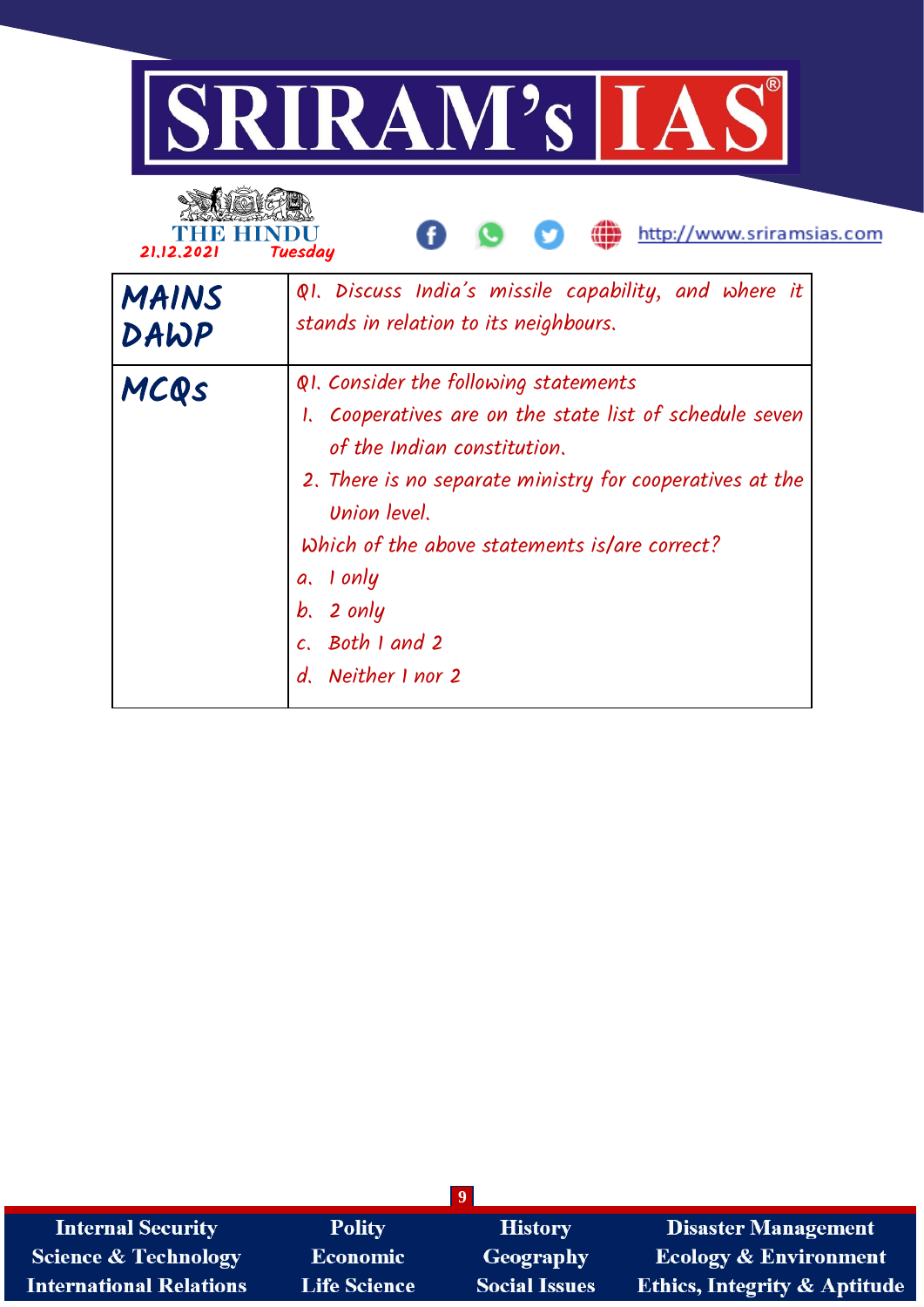THE HINDU

21.12.2021 Tuesday

http://www.sriramsias.com

| | |
|---|---|
| **MAINS DAWP** | Q1. Discuss India's missile capability, and where it stands in relation to its neighbours. |
| **MCQs** | Q1. Consider the following statements<br>1. Cooperatives are on the state list of schedule seven of the Indian constitution.<br>2. There is no separate ministry for cooperatives at the Union level.<br>Which of the above statements is/are correct?<br>a. 1 only<br>b. 2 only<br>c. Both 1 and 2<br>d. Neither 1 nor 2 |